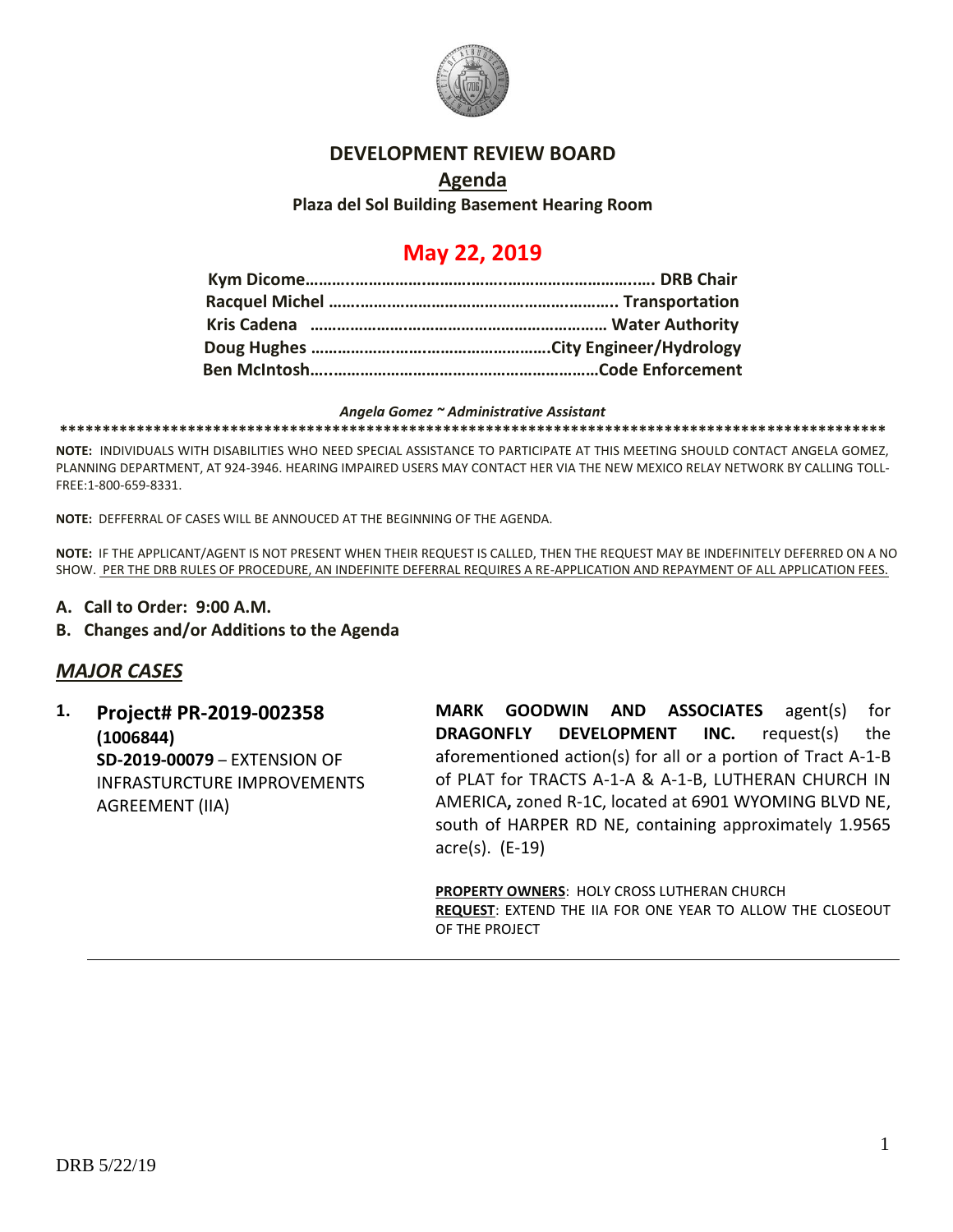# DEVELOPMENT REVIEW BOARD

## Agenda

**Plaza del Sol Building Basement Hearing Room**

## May 22, 2019

**Kym Dicome……..……………………..…………………………..…. DRB Chair**
**Racquel Michel …………………………………………………….. Transportation**
**Kris Cadena ………………………………………………………… Water Authority**
**Doug Hughes ……………………………………………….City Engineer/Hydrology**
**Ben McIntosh…..……………………………………………………Code Enforcement**

***Angela Gomez ~ Administrative Assistant***

****************************************************************************************************

**NOTE:** INDIVIDUALS WITH DISABILITIES WHO NEED SPECIAL ASSISTANCE TO PARTICIPATE AT THIS MEETING SHOULD CONTACT ANGELA GOMEZ, PLANNING DEPARTMENT, AT 924-3946. HEARING IMPAIRED USERS MAY CONTACT HER VIA THE NEW MEXICO RELAY NETWORK BY CALLING TOLL-FREE:1-800-659-8331.

**NOTE:** DEFFERRAL OF CASES WILL BE ANNOUCED AT THE BEGINNING OF THE AGENDA.

**NOTE:** IF THE APPLICANT/AGENT IS NOT PRESENT WHEN THEIR REQUEST IS CALLED, THEN THE REQUEST MAY BE INDEFINITELY DEFERRED ON A NO SHOW. PER THE DRB RULES OF PROCEDURE, AN INDEFINITE DEFERRAL REQUIRES A RE-APPLICATION AND REPAYMENT OF ALL APPLICATION FEES.

**A. Call to Order: 9:00 A.M.**

**B. Changes and/or Additions to the Agenda**

## *MAJOR CASES*

**1. Project# PR-2019-002358 (1006844)**
**SD-2019-00079** – EXTENSION OF INFRASTURCTURE IMPROVEMENTS AGREEMENT (IIA)

**MARK GOODWIN AND ASSOCIATES** agent(s) for **DRAGONFLY DEVELOPMENT INC.** request(s) the aforementioned action(s) for all or a portion of Tract A-1-B of PLAT for TRACTS A-1-A & A-1-B, LUTHERAN CHURCH IN AMERICA**,** zoned R-1C, located at 6901 WYOMING BLVD NE, south of HARPER RD NE, containing approximately 1.9565 acre(s). (E-19)

**PROPERTY OWNERS**: HOLY CROSS LUTHERAN CHURCH
**REQUEST**: EXTEND THE IIA FOR ONE YEAR TO ALLOW THE CLOSEOUT OF THE PROJECT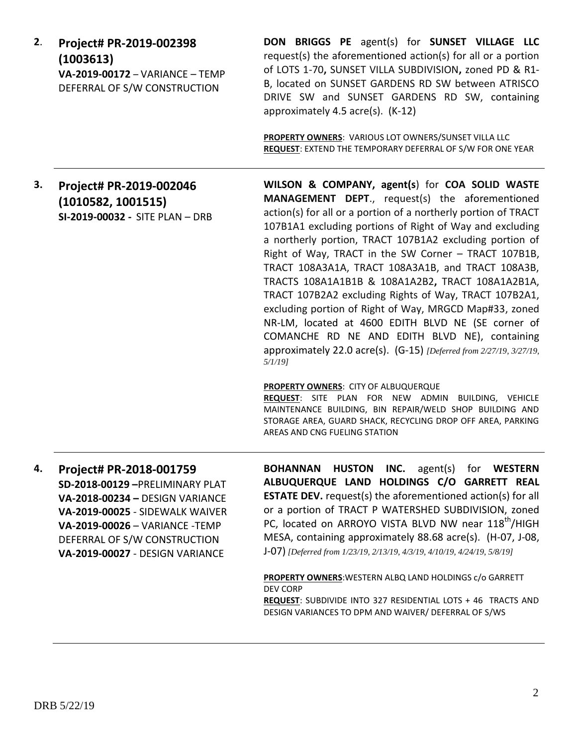**2. Project# PR-2019-002398 (1003613)**
**VA-2019-00172** – VARIANCE – TEMP DEFERRAL OF S/W CONSTRUCTION

**DON BRIGGS PE** agent(s) for **SUNSET VILLAGE LLC** request(s) the aforementioned action(s) for all or a portion of LOTS 1-70**,** SUNSET VILLA SUBDIVISION**,** zoned PD & R1-B, located on SUNSET GARDENS RD SW between ATRISCO DRIVE SW and SUNSET GARDENS RD SW, containing approximately 4.5 acre(s). (K-12)

**PROPERTY OWNERS**: VARIOUS LOT OWNERS/SUNSET VILLA LLC
**REQUEST**: EXTEND THE TEMPORARY DEFERRAL OF S/W FOR ONE YEAR

---

**3. Project# PR-2019-002046 (1010582, 1001515)**
**SI-2019-00032 -** SITE PLAN – DRB

**WILSON & COMPANY, agent(s**) for **COA SOLID WASTE MANAGEMENT DEPT**., request(s) the aforementioned action(s) for all or a portion of a northerly portion of TRACT 107B1A1 excluding portions of Right of Way and excluding a northerly portion, TRACT 107B1A2 excluding portion of Right of Way, TRACT in the SW Corner – TRACT 107B1B, TRACT 108A3A1A, TRACT 108A3A1B, and TRACT 108A3B, TRACTS 108A1A1B1B & 108A1A2B2**,** TRACT 108A1A2B1A, TRACT 107B2A2 excluding Rights of Way, TRACT 107B2A1, excluding portion of Right of Way, MRGCD Map#33, zoned NR-LM, located at 4600 EDITH BLVD NE (SE corner of COMANCHE RD NE AND EDITH BLVD NE), containing approximately 22.0 acre(s). (G-15) *[Deferred from 2/27/19, 3/27/19, 5/1/19]*

**PROPERTY OWNERS**: CITY OF ALBUQUERQUE
**REQUEST**: SITE PLAN FOR NEW ADMIN BUILDING, VEHICLE MAINTENANCE BUILDING, BIN REPAIR/WELD SHOP BUILDING AND STORAGE AREA, GUARD SHACK, RECYCLING DROP OFF AREA, PARKING AREAS AND CNG FUELING STATION

---

**4. Project# PR-2018-001759**
**SD-2018-00129 –**PRELIMINARY PLAT
**VA-2018-00234 –** DESIGN VARIANCE
**VA-2019-00025** - SIDEWALK WAIVER
**VA-2019-00026** – VARIANCE -TEMP DEFERRAL OF S/W CONSTRUCTION
**VA-2019-00027** - DESIGN VARIANCE

**BOHANNAN HUSTON INC.** agent(s) for **WESTERN ALBUQUERQUE LAND HOLDINGS C/O GARRETT REAL ESTATE DEV.** request(s) the aforementioned action(s) for all or a portion of TRACT P WATERSHED SUBDIVISION, zoned PC, located on ARROYO VISTA BLVD NW near 118th/HIGH MESA, containing approximately 88.68 acre(s). (H-07, J-08, J-07) *[Deferred from 1/23/19, 2/13/19, 4/3/19, 4/10/19, 4/24/19, 5/8/19]*

**PROPERTY OWNERS**:WESTERN ALBQ LAND HOLDINGS c/o GARRETT DEV CORP
**REQUEST**: SUBDIVIDE INTO 327 RESIDENTIAL LOTS + 46 TRACTS AND DESIGN VARIANCES TO DPM AND WAIVER/ DEFERRAL OF S/WS

---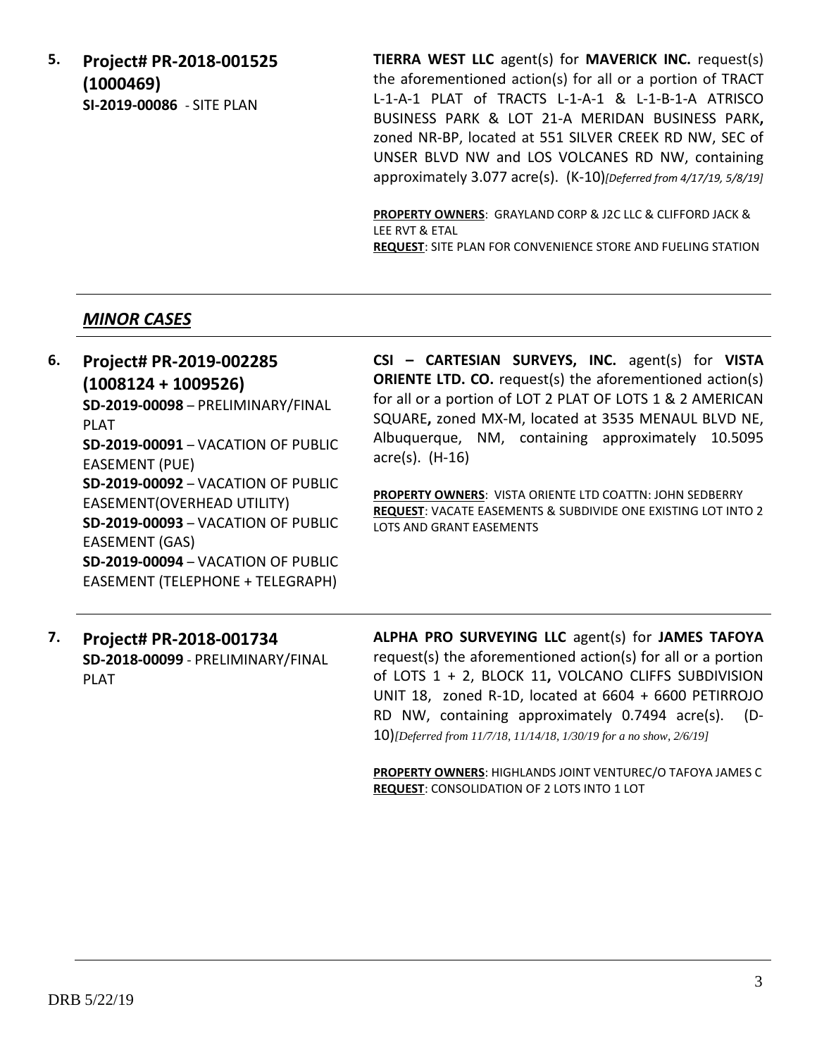**5. Project# PR-2018-001525 (1000469)**
**SI-2019-00086** - SITE PLAN

**TIERRA WEST LLC** agent(s) for **MAVERICK INC.** request(s) the aforementioned action(s) for all or a portion of TRACT L-1-A-1 PLAT of TRACTS L-1-A-1 & L-1-B-1-A ATRISCO BUSINESS PARK & LOT 21-A MERIDAN BUSINESS PARK**,** zoned NR-BP, located at 551 SILVER CREEK RD NW, SEC of UNSER BLVD NW and LOS VOLCANES RD NW, containing approximately 3.077 acre(s). (K-10)*[Deferred from 4/17/19, 5/8/19]*

**PROPERTY OWNERS**: GRAYLAND CORP & J2C LLC & CLIFFORD JACK & LEE RVT & ETAL
**REQUEST**: SITE PLAN FOR CONVENIENCE STORE AND FUELING STATION

---

## *MINOR CASES*

---

**6. Project# PR-2019-002285 (1008124 + 1009526)**
**SD-2019-00098** – PRELIMINARY/FINAL PLAT
**SD-2019-00091** – VACATION OF PUBLIC EASEMENT (PUE)
**SD-2019-00092** – VACATION OF PUBLIC EASEMENT(OVERHEAD UTILITY)
**SD-2019-00093** – VACATION OF PUBLIC EASEMENT (GAS)
**SD-2019-00094** – VACATION OF PUBLIC EASEMENT (TELEPHONE + TELEGRAPH)

**CSI – CARTESIAN SURVEYS, INC.** agent(s) for **VISTA ORIENTE LTD. CO.** request(s) the aforementioned action(s) for all or a portion of LOT 2 PLAT OF LOTS 1 & 2 AMERICAN SQUARE**,** zoned MX-M, located at 3535 MENAUL BLVD NE, Albuquerque, NM, containing approximately 10.5095 acre(s). (H-16)

**PROPERTY OWNERS**: VISTA ORIENTE LTD COATTN: JOHN SEDBERRY
**REQUEST**: VACATE EASEMENTS & SUBDIVIDE ONE EXISTING LOT INTO 2 LOTS AND GRANT EASEMENTS

---

**7. Project# PR-2018-001734**
**SD-2018-00099** - PRELIMINARY/FINAL PLAT

**ALPHA PRO SURVEYING LLC** agent(s) for **JAMES TAFOYA** request(s) the aforementioned action(s) for all or a portion of LOTS 1 + 2, BLOCK 11**,** VOLCANO CLIFFS SUBDIVISION UNIT 18, zoned R-1D, located at 6604 + 6600 PETIRROJO RD NW, containing approximately 0.7494 acre(s). (D-10)*[Deferred from 11/7/18, 11/14/18, 1/30/19 for a no show, 2/6/19]*

**PROPERTY OWNERS**: HIGHLANDS JOINT VENTUREC/O TAFOYA JAMES C
**REQUEST**: CONSOLIDATION OF 2 LOTS INTO 1 LOT

---

DRB 5/22/19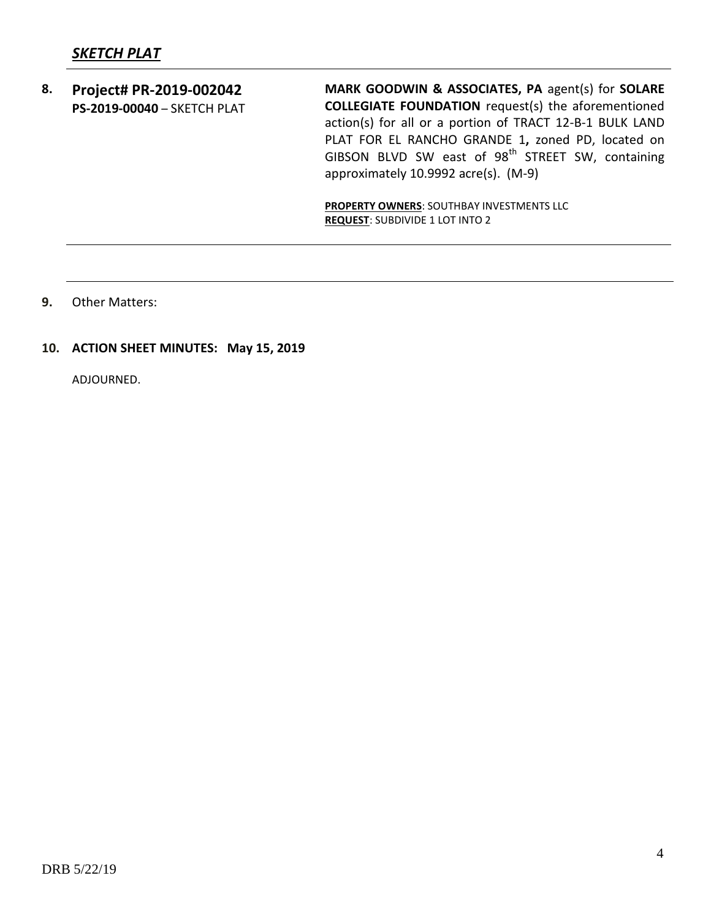## *SKETCH PLAT*

**8. Project# PR-2019-002042**
**PS-2019-00040** – SKETCH PLAT

**MARK GOODWIN & ASSOCIATES, PA** agent(s) for **SOLARE COLLEGIATE FOUNDATION** request(s) the aforementioned action(s) for all or a portion of TRACT 12-B-1 BULK LAND PLAT FOR EL RANCHO GRANDE 1**,** zoned PD, located on GIBSON BLVD SW east of 98th STREET SW, containing approximately 10.9992 acre(s). (M-9)

**PROPERTY OWNERS**: SOUTHBAY INVESTMENTS LLC
**REQUEST**: SUBDIVIDE 1 LOT INTO 2

---

**9.** Other Matters:

**10. ACTION SHEET MINUTES: May 15, 2019**

ADJOURNED.